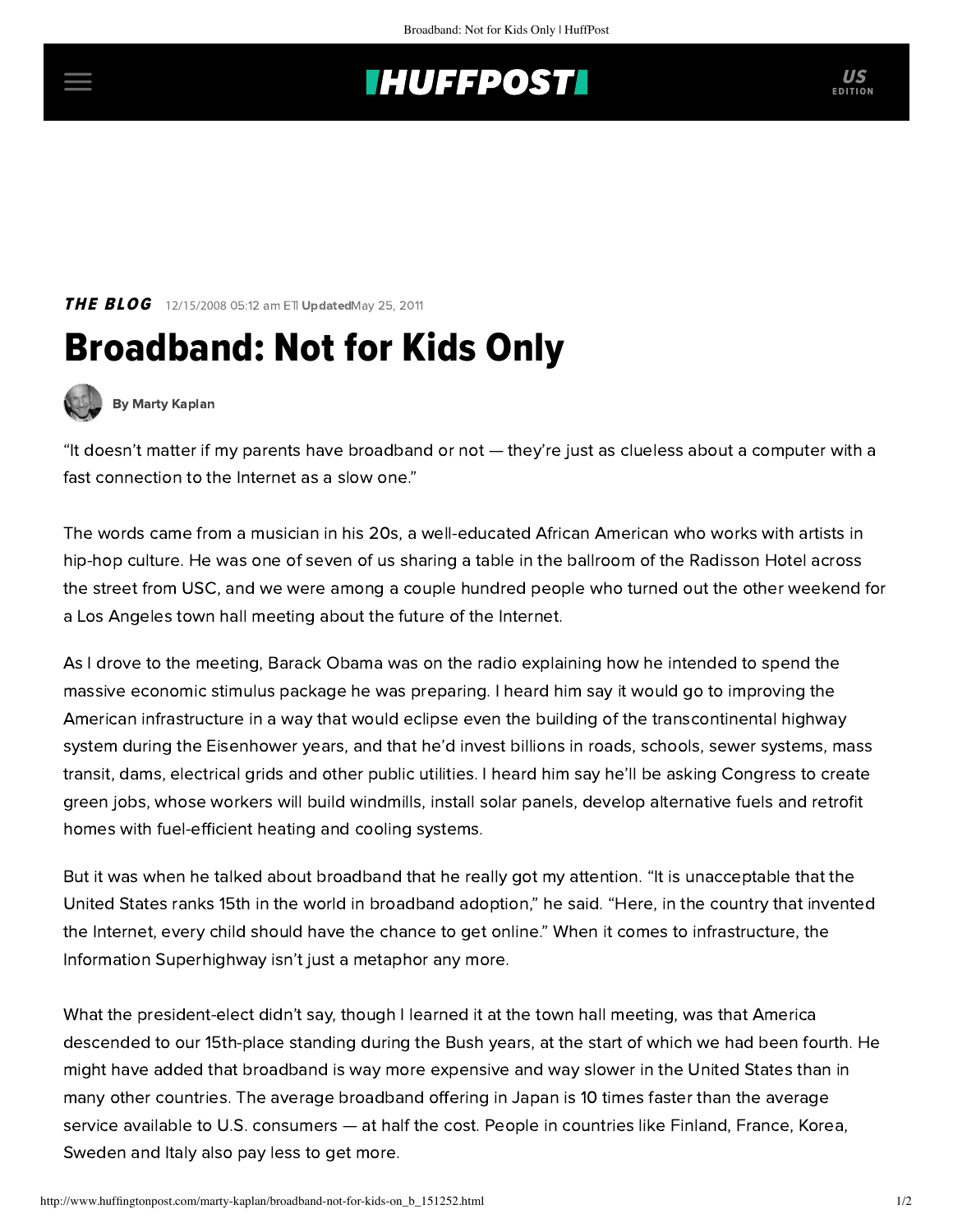**THE BLOG** 12/15/2008 05:12 am ET | **Updated** May 25, 2011

# Broadband: Not for Kids Only

By Marty Kaplan

"It doesn't matter if my parents have broadband or not — they're just as clueless about a computer with a fast connection to the Internet as a slow one."

The words came from a musician in his 20s, a well-educated African American who works with artists in hip-hop culture. He was one of seven of us sharing a table in the ballroom of the Radisson Hotel across the street from USC, and we were among a couple hundred people who turned out the other weekend for a Los Angeles town hall meeting about the future of the Internet.

As I drove to the meeting, Barack Obama was on the radio explaining how he intended to spend the massive economic stimulus package he was preparing. I heard him say it would go to improving the American infrastructure in a way that would eclipse even the building of the transcontinental highway system during the Eisenhower years, and that he'd invest billions in roads, schools, sewer systems, mass transit, dams, electrical grids and other public utilities. I heard him say he'll be asking Congress to create green jobs, whose workers will build windmills, install solar panels, develop alternative fuels and retrofit homes with fuel-efficient heating and cooling systems.

But it was when he talked about broadband that he really got my attention. "It is unacceptable that the United States ranks 15th in the world in broadband adoption," he said. "Here, in the country that invented the Internet, every child should have the chance to get online." When it comes to infrastructure, the Information Superhighway isn't just a metaphor any more.

What the president-elect didn't say, though I learned it at the town hall meeting, was that America descended to our 15th-place standing during the Bush years, at the start of which we had been fourth. He might have added that broadband is way more expensive and way slower in the United States than in many other countries. The average broadband offering in Japan is 10 times faster than the average service available to U.S. consumers — at half the cost. People in countries like Finland, France, Korea, Sweden and Italy also pay less to get more.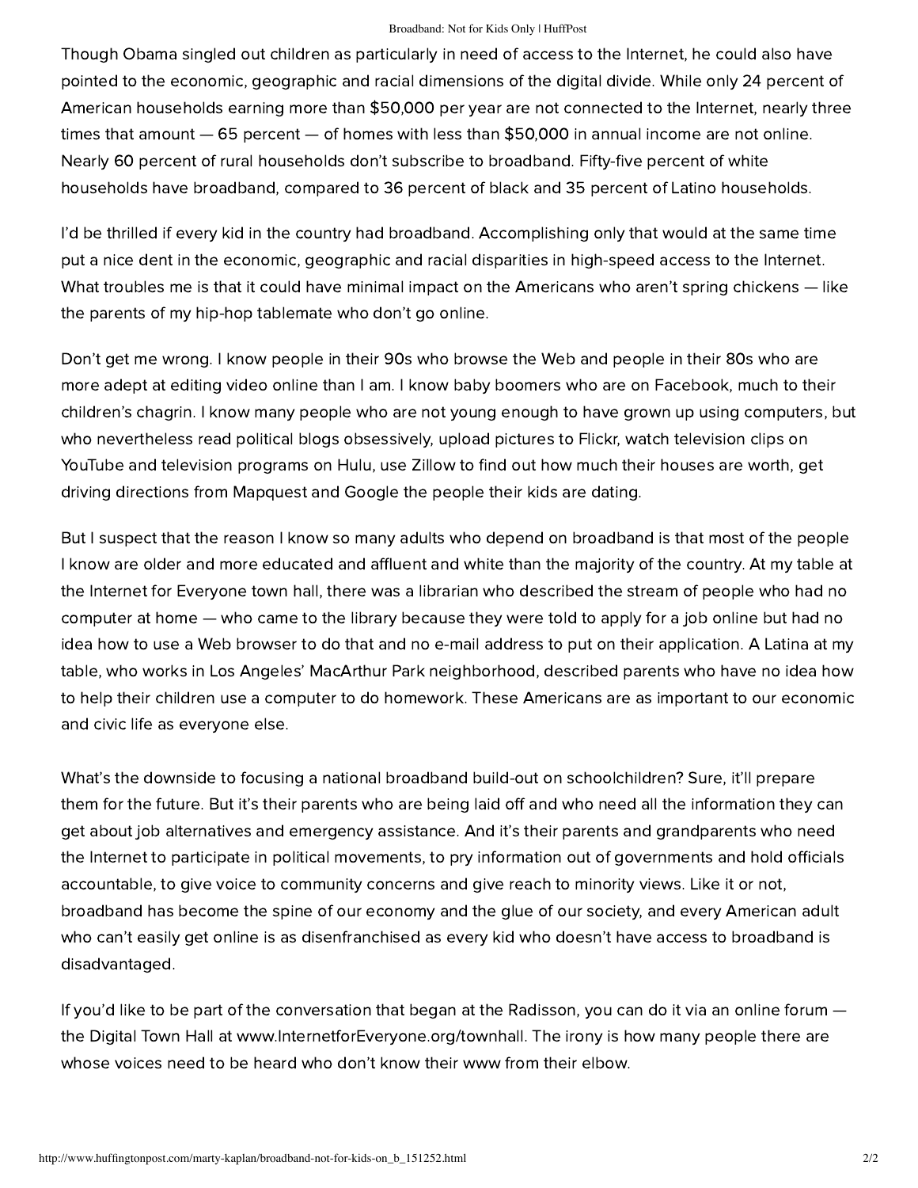Though Obama singled out children as particularly in need of access to the Internet, he could also have pointed to the economic, geographic and racial dimensions of the digital divide. While only 24 percent of American households earning more than $50,000 per year are not connected to the Internet, nearly three times that amount — 65 percent — of homes with less than $50,000 in annual income are not online. Nearly 60 percent of rural households don't subscribe to broadband. Fifty-five percent of white households have broadband, compared to 36 percent of black and 35 percent of Latino households.

I'd be thrilled if every kid in the country had broadband. Accomplishing only that would at the same time put a nice dent in the economic, geographic and racial disparities in high-speed access to the Internet. What troubles me is that it could have minimal impact on the Americans who aren't spring chickens — like the parents of my hip-hop tablemate who don't go online.

Don't get me wrong. I know people in their 90s who browse the Web and people in their 80s who are more adept at editing video online than I am. I know baby boomers who are on Facebook, much to their children's chagrin. I know many people who are not young enough to have grown up using computers, but who nevertheless read political blogs obsessively, upload pictures to Flickr, watch television clips on YouTube and television programs on Hulu, use Zillow to find out how much their houses are worth, get driving directions from Mapquest and Google the people their kids are dating.

But I suspect that the reason I know so many adults who depend on broadband is that most of the people I know are older and more educated and affluent and white than the majority of the country. At my table at the Internet for Everyone town hall, there was a librarian who described the stream of people who had no computer at home — who came to the library because they were told to apply for a job online but had no idea how to use a Web browser to do that and no e-mail address to put on their application. A Latina at my table, who works in Los Angeles' MacArthur Park neighborhood, described parents who have no idea how to help their children use a computer to do homework. These Americans are as important to our economic and civic life as everyone else.

What's the downside to focusing a national broadband build-out on schoolchildren? Sure, it'll prepare them for the future. But it's their parents who are being laid off and who need all the information they can get about job alternatives and emergency assistance. And it's their parents and grandparents who need the Internet to participate in political movements, to pry information out of governments and hold officials accountable, to give voice to community concerns and give reach to minority views. Like it or not, broadband has become the spine of our economy and the glue of our society, and every American adult who can't easily get online is as disenfranchised as every kid who doesn't have access to broadband is disadvantaged.

If you'd like to be part of the conversation that began at the Radisson, you can do it via an online forum — the Digital Town Hall at www.InternetforEveryone.org/townhall. The irony is how many people there are whose voices need to be heard who don't know their www from their elbow.